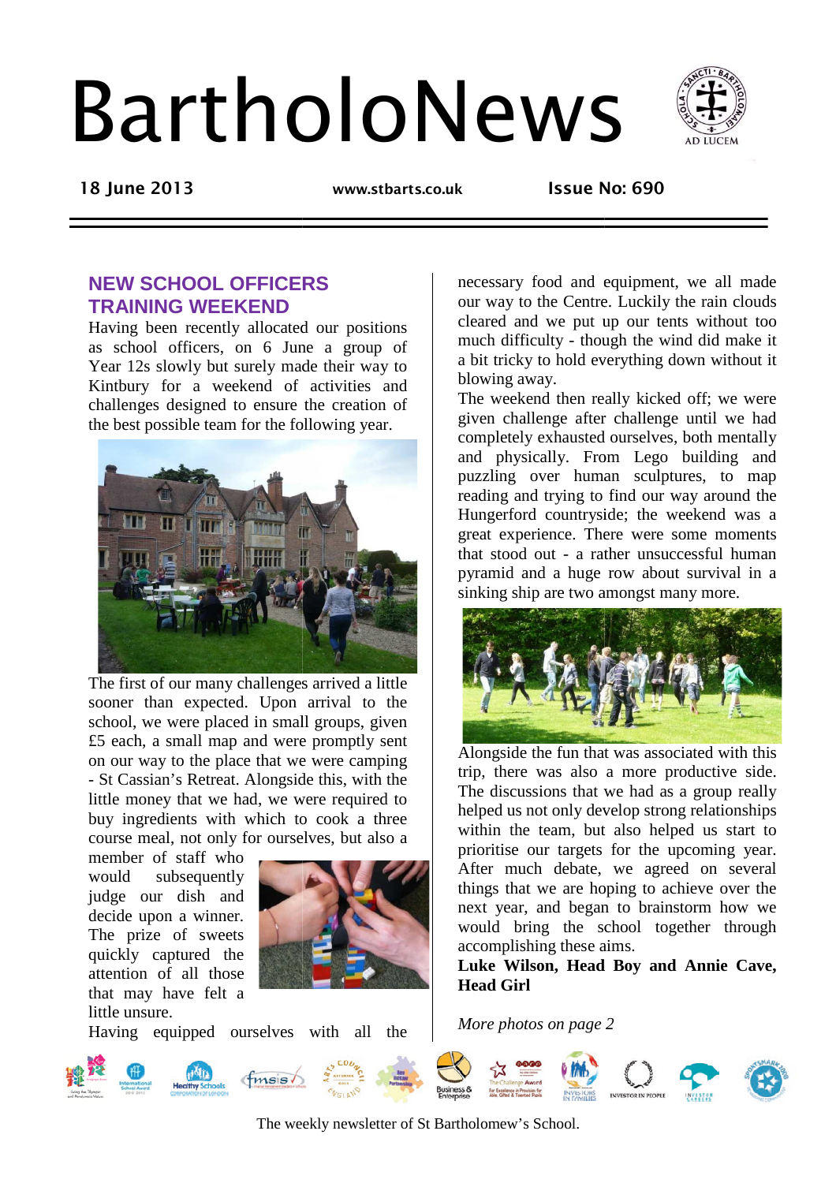# BartholoNews

18 June 2013 www.stbarts.co.uk Issue No: 690

## NEW SCHOOL OFFICERS TRAINING WEEKEND

Having been recently allocated our positions as school officers, on 6 June a group of Year 12s slowly but surely made their way to Kintbury for a weekend of activities and challenges designed to ensure the creation of the best possible team for the following year.

The first of our many challenges arrived a little sooner than expected. Upon arrival to the school, we were placed in small groups, given £5 each, a small map and were promptly sent on our way to the place that we were camping - St Cassian's Retreat. Alongside this, with the little money that we had, we were required to buy ingredients with which to cook a three course meal, not only for ourselves, but also a member of staff who would subsequently judge our dish and decide upon a winner. The prize of sweets quickly captured the attention of all those that may have felt a little unsure.

Having equipped ourselves with all the necessary food and equipment, we all made our way to the Centre. Luckily the rain clouds cleared and we put up our tents without too much difficulty - though the wind did make it a bit tricky to hold everything down without it blowing away.

The weekend then really kicked off; we were given challenge after challenge until we had completely exhausted ourselves, both mentally and physically. From Lego building and puzzling over human sculptures, to map reading and trying to find our way around the Hungerford countryside; the weekend was a great experience. There were some moments that stood out - a rather unsuccessful human pyramid and a huge row about survival in a sinking ship are two amongst many more.

Alongside the fun that was associated with this trip, there was also a more productive side. The discussions that we had as a group really helped us not only develop strong relationships within the team, but also helped us start to prioritise our targets for the upcoming year. After much debate, we agreed on several things that we are hoping to achieve over the next year, and began to brainstorm how we would bring the school together through accomplishing these aims.

**Luke Wilson, Head Boy and Annie Cave, Head Girl**

*More photos on page 2*

The weekly newsletter of St Bartholomew's School.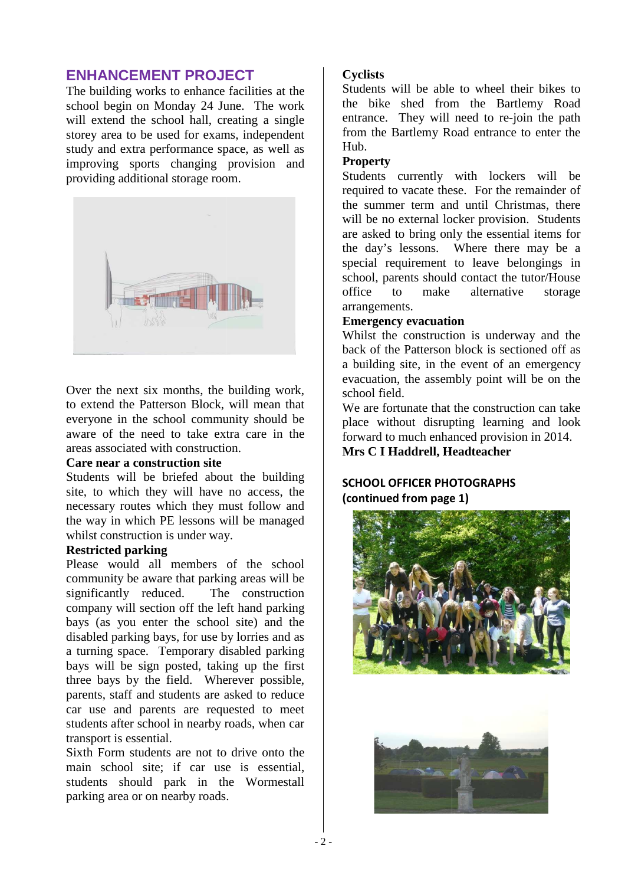## ENHANCEMENT PROJECT

The building works to enhance facilities at the school begin on Monday 24 June. The work will extend the school hall, creating a single storey area to be used for exams, independent study and extra performance space, as well as improving sports changing provision and providing additional storage room.

Over the next six months, the building work, to extend the Patterson Block, will mean that everyone in the school community should be aware of the need to take extra care in the areas associated with construction.

**Care near a construction site**

Students will be briefed about the building site, to which they will have no access, the necessary routes which they must follow and the way in which PE lessons will be managed whilst construction is under way.

**Restricted parking**

Please would all members of the school community be aware that parking areas will be significantly reduced. The construction company will section off the left hand parking bays (as you enter the school site) and the disabled parking bays, for use by lorries and as a turning space. Temporary disabled parking bays will be sign posted, taking up the first three bays by the field. Wherever possible, parents, staff and students are asked to reduce car use and parents are requested to meet students after school in nearby roads, when car transport is essential.

Sixth Form students are not to drive onto the main school site; if car use is essential, students should park in the Wormestall parking area or on nearby roads.

**Cyclists**

Students will be able to wheel their bikes to the bike shed from the Bartlemy Road entrance. They will need to re-join the path from the Bartlemy Road entrance to enter the Hub.

**Property**

Students currently with lockers will be required to vacate these. For the remainder of the summer term and until Christmas, there will be no external locker provision. Students are asked to bring only the essential items for the day's lessons. Where there may be a special requirement to leave belongings in school, parents should contact the tutor/House office to make alternative storage arrangements.

**Emergency evacuation**

Whilst the construction is underway and the back of the Patterson block is sectioned off as a building site, in the event of an emergency evacuation, the assembly point will be on the school field.

We are fortunate that the construction can take place without disrupting learning and look forward to much enhanced provision in 2014.

**Mrs C I Haddrell, Headteacher**

## SCHOOL OFFICER PHOTOGRAPHS (continued from page 1)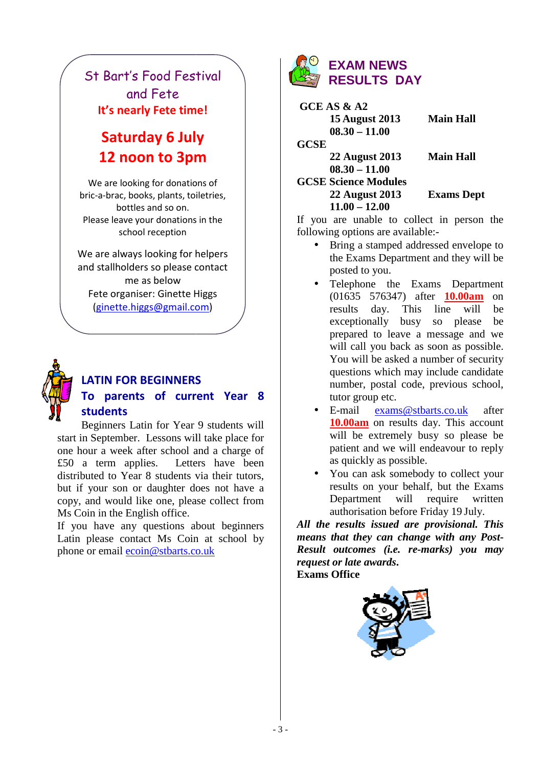## St Bart's Food Festival and Fete

**It's nearly Fete time!**

**Saturday 6 July**
**12 noon to 3pm**

We are looking for donations of bric-a-brac, books, plants, toiletries, bottles and so on.
Please leave your donations in the school reception

We are always looking for helpers and stallholders so please contact me as below
Fete organiser: Ginette Higgs
(ginette.higgs@gmail.com)

## LATIN FOR BEGINNERS

### To parents of current Year 8 students

Beginners Latin for Year 9 students will start in September. Lessons will take place for one hour a week after school and a charge of £50 a term applies. Letters have been distributed to Year 8 students via their tutors, but if your son or daughter does not have a copy, and would like one, please collect from Ms Coin in the English office.

If you have any questions about beginners Latin please contact Ms Coin at school by phone or email ecoin@stbarts.co.uk

## EXAM NEWS
## RESULTS DAY

**GCE AS & A2**
**15 August 2013** **Main Hall**
**08.30 – 11.00**

**GCSE**
**22 August 2013** **Main Hall**
**08.30 – 11.00**

**GCSE Science Modules**
**22 August 2013** **Exams Dept**
**11.00 – 12.00**

If you are unable to collect in person the following options are available:-

- Bring a stamped addressed envelope to the Exams Department and they will be posted to you.
- Telephone the Exams Department (01635 576347) after **10.00am** on results day. This line will be exceptionally busy so please be prepared to leave a message and we will call you back as soon as possible. You will be asked a number of security questions which may include candidate number, postal code, previous school, tutor group etc.
- E-mail exams@stbarts.co.uk after **10.00am** on results day. This account will be extremely busy so please be patient and we will endeavour to reply as quickly as possible.
- You can ask somebody to collect your results on your behalf, but the Exams Department will require written authorisation before Friday 19 July.

***All the results issued are provisional. This means that they can change with any Post-Result outcomes (i.e. re-marks) you may request or late awards.***

**Exams Office**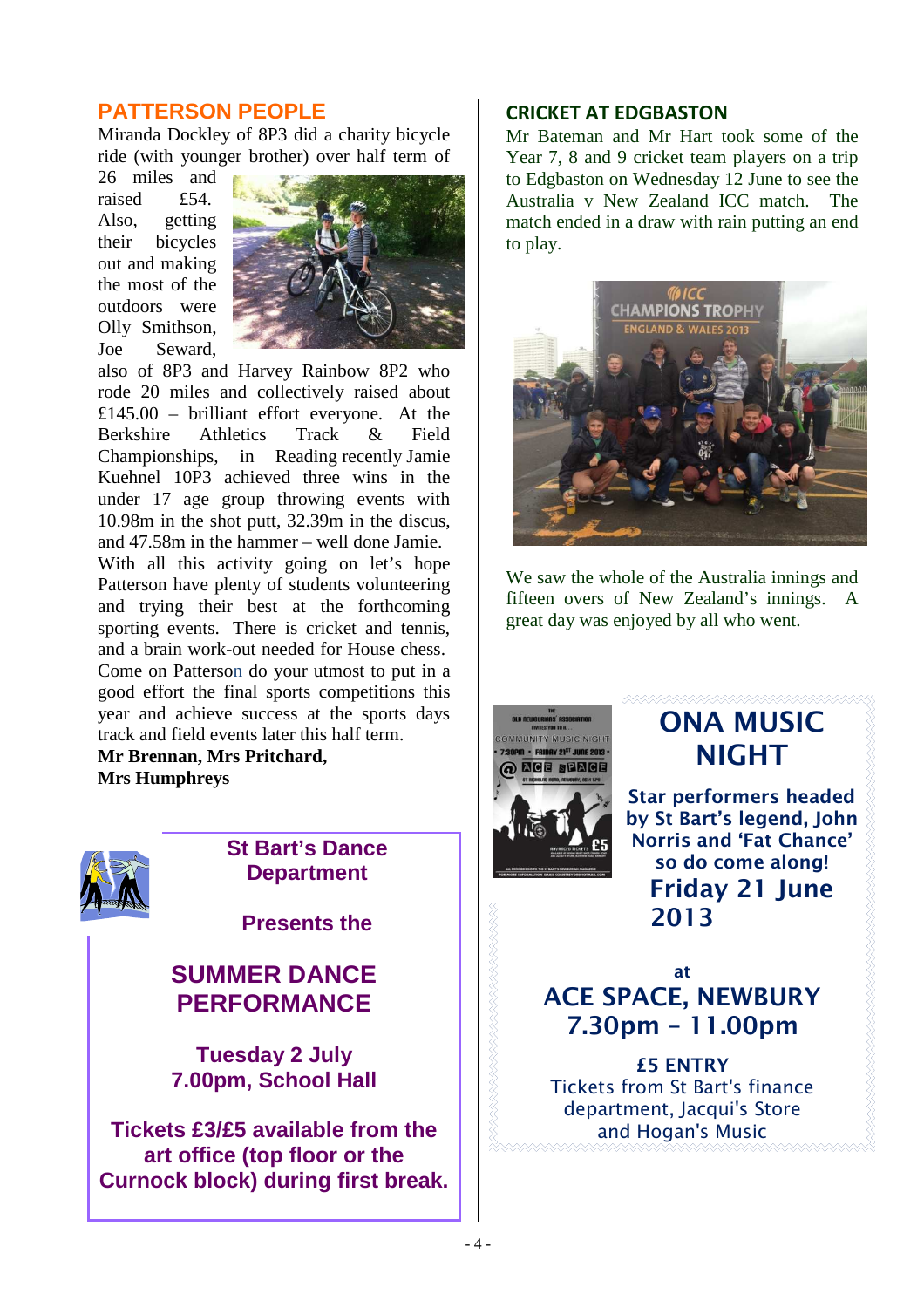## PATTERSON PEOPLE

Miranda Dockley of 8P3 did a charity bicycle ride (with younger brother) over half term of 26 miles and raised £54. Also, getting their bicycles out and making the most of the outdoors were Olly Smithson, Joe Seward, also of 8P3 and Harvey Rainbow 8P2 who rode 20 miles and collectively raised about £145.00 – brilliant effort everyone. At the Berkshire Athletics Track & Field Championships, in Reading recently Jamie Kuehnel 10P3 achieved three wins in the under 17 age group throwing events with 10.98m in the shot putt, 32.39m in the discus, and 47.58m in the hammer – well done Jamie. With all this activity going on let's hope Patterson have plenty of students volunteering and trying their best at the forthcoming sporting events. There is cricket and tennis, and a brain work-out needed for House chess. Come on Patterson do your utmost to put in a good effort the final sports competitions this year and achieve success at the sports days track and field events later this half term.

**Mr Brennan, Mrs Pritchard, Mrs Humphreys**

### St Bart's Dance Department

**Presents the**

### SUMMER DANCE PERFORMANCE

**Tuesday 2 July**
**7.00pm, School Hall**

**Tickets £3/£5 available from the art office (top floor or the Curnock block) during first break.**

## CRICKET AT EDGBASTON

Mr Bateman and Mr Hart took some of the Year 7, 8 and 9 cricket team players on a trip to Edgbaston on Wednesday 12 June to see the Australia v New Zealand ICC match. The match ended in a draw with rain putting an end to play.

We saw the whole of the Australia innings and fifteen overs of New Zealand's innings. A great day was enjoyed by all who went.

## ONA MUSIC NIGHT

**Star performers headed by St Bart's legend, John Norris and 'Fat Chance' so do come along!**

**Friday 21 June 2013**

**at**

**ACE SPACE, NEWBURY**
**7.30pm – 11.00pm**

**£5 ENTRY**

Tickets from St Bart's finance department, Jacqui's Store and Hogan's Music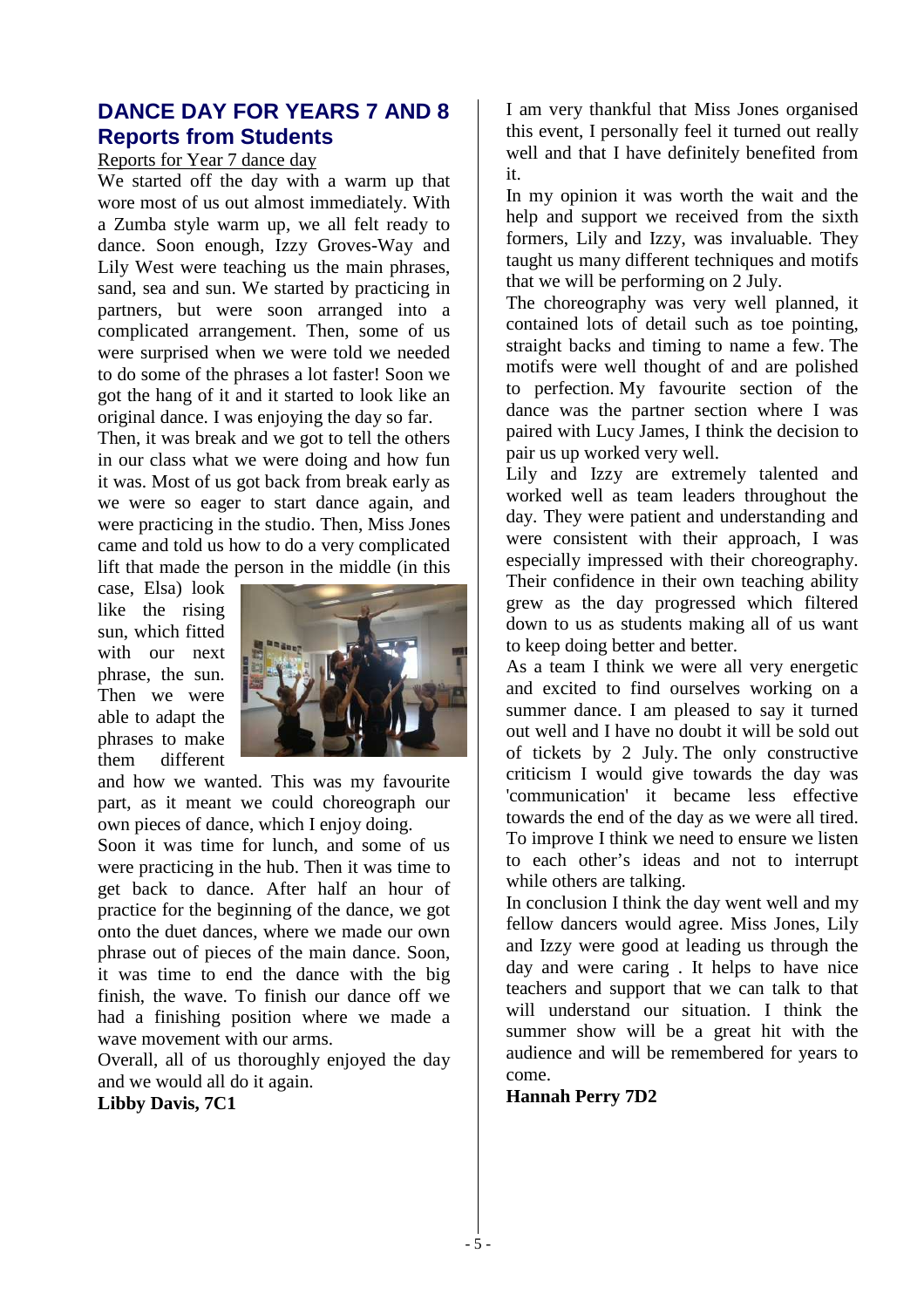## DANCE DAY FOR YEARS 7 AND 8
## Reports from Students

Reports for Year 7 dance day

We started off the day with a warm up that wore most of us out almost immediately. With a Zumba style warm up, we all felt ready to dance. Soon enough, Izzy Groves-Way and Lily West were teaching us the main phrases, sand, sea and sun. We started by practicing in partners, but were soon arranged into a complicated arrangement. Then, some of us were surprised when we were told we needed to do some of the phrases a lot faster! Soon we got the hang of it and it started to look like an original dance. I was enjoying the day so far.

Then, it was break and we got to tell the others in our class what we were doing and how fun it was. Most of us got back from break early as we were so eager to start dance again, and were practicing in the studio. Then, Miss Jones came and told us how to do a very complicated lift that made the person in the middle (in this case, Elsa) look like the rising sun, which fitted with our next phrase, the sun. Then we were able to adapt the phrases to make them different and how we wanted. This was my favourite part, as it meant we could choreograph our own pieces of dance, which I enjoy doing.

Soon it was time for lunch, and some of us were practicing in the hub. Then it was time to get back to dance. After half an hour of practice for the beginning of the dance, we got onto the duet dances, where we made our own phrase out of pieces of the main dance. Soon, it was time to end the dance with the big finish, the wave. To finish our dance off we had a finishing position where we made a wave movement with our arms.

Overall, all of us thoroughly enjoyed the day and we would all do it again.

**Libby Davis, 7C1**

I am very thankful that Miss Jones organised this event, I personally feel it turned out really well and that I have definitely benefited from it.

In my opinion it was worth the wait and the help and support we received from the sixth formers, Lily and Izzy, was invaluable. They taught us many different techniques and motifs that we will be performing on 2 July.

The choreography was very well planned, it contained lots of detail such as toe pointing, straight backs and timing to name a few. The motifs were well thought of and are polished to perfection. My favourite section of the dance was the partner section where I was paired with Lucy James, I think the decision to pair us up worked very well.

Lily and Izzy are extremely talented and worked well as team leaders throughout the day. They were patient and understanding and were consistent with their approach, I was especially impressed with their choreography. Their confidence in their own teaching ability grew as the day progressed which filtered down to us as students making all of us want to keep doing better and better.

As a team I think we were all very energetic and excited to find ourselves working on a summer dance. I am pleased to say it turned out well and I have no doubt it will be sold out of tickets by 2 July. The only constructive criticism I would give towards the day was 'communication' it became less effective towards the end of the day as we were all tired. To improve I think we need to ensure we listen to each other's ideas and not to interrupt while others are talking.

In conclusion I think the day went well and my fellow dancers would agree. Miss Jones, Lily and Izzy were good at leading us through the day and were caring . It helps to have nice teachers and support that we can talk to that will understand our situation. I think the summer show will be a great hit with the audience and will be remembered for years to come.

**Hannah Perry 7D2**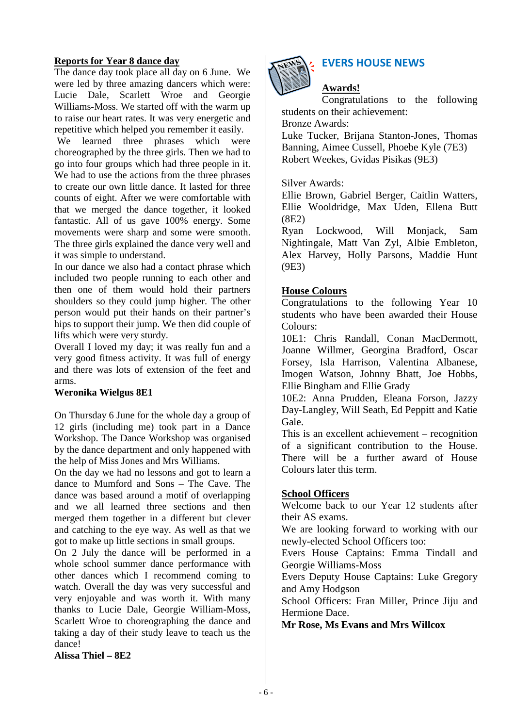**Reports for Year 8 dance day**

The dance day took place all day on 6 June. We were led by three amazing dancers which were: Lucie Dale, Scarlett Wroe and Georgie Williams-Moss. We started off with the warm up to raise our heart rates. It was very energetic and repetitive which helped you remember it easily.

We learned three phrases which were choreographed by the three girls. Then we had to go into four groups which had three people in it. We had to use the actions from the three phrases to create our own little dance. It lasted for three counts of eight. After we were comfortable with that we merged the dance together, it looked fantastic. All of us gave 100% energy. Some movements were sharp and some were smooth. The three girls explained the dance very well and it was simple to understand.

In our dance we also had a contact phrase which included two people running to each other and then one of them would hold their partners shoulders so they could jump higher. The other person would put their hands on their partner's hips to support their jump. We then did couple of lifts which were very sturdy.

Overall I loved my day; it was really fun and a very good fitness activity. It was full of energy and there was lots of extension of the feet and arms.

**Weronika Wielgus 8E1**

On Thursday 6 June for the whole day a group of 12 girls (including me) took part in a Dance Workshop. The Dance Workshop was organised by the dance department and only happened with the help of Miss Jones and Mrs Williams.

On the day we had no lessons and got to learn a dance to Mumford and Sons – The Cave. The dance was based around a motif of overlapping and we all learned three sections and then merged them together in a different but clever and catching to the eye way. As well as that we got to make up little sections in small groups.

On 2 July the dance will be performed in a whole school summer dance performance with other dances which I recommend coming to watch. Overall the day was very successful and very enjoyable and was worth it. With many thanks to Lucie Dale, Georgie William-Moss, Scarlett Wroe to choreographing the dance and taking a day of their study leave to teach us the dance!

**Alissa Thiel – 8E2**

## EVERS HOUSE NEWS

**Awards!**

Congratulations to the following students on their achievement:

Bronze Awards:

Luke Tucker, Brijana Stanton-Jones, Thomas Banning, Aimee Cussell, Phoebe Kyle (7E3)

Robert Weekes, Gvidas Pisikas (9E3)

Silver Awards:

Ellie Brown, Gabriel Berger, Caitlin Watters, Ellie Wooldridge, Max Uden, Ellena Butt (8E2)

Ryan Lockwood, Will Monjack, Sam Nightingale, Matt Van Zyl, Albie Embleton, Alex Harvey, Holly Parsons, Maddie Hunt (9E3)

**House Colours**

Congratulations to the following Year 10 students who have been awarded their House Colours:

10E1: Chris Randall, Conan MacDermott, Joanne Willmer, Georgina Bradford, Oscar Forsey, Isla Harrison, Valentina Albanese, Imogen Watson, Johnny Bhatt, Joe Hobbs, Ellie Bingham and Ellie Grady

10E2: Anna Prudden, Eleana Forson, Jazzy Day-Langley, Will Seath, Ed Peppitt and Katie Gale.

This is an excellent achievement – recognition of a significant contribution to the House. There will be a further award of House Colours later this term.

**School Officers**

Welcome back to our Year 12 students after their AS exams.

We are looking forward to working with our newly-elected School Officers too:

Evers House Captains: Emma Tindall and Georgie Williams-Moss

Evers Deputy House Captains: Luke Gregory and Amy Hodgson

School Officers: Fran Miller, Prince Jiju and Hermione Dace.

**Mr Rose, Ms Evans and Mrs Willcox**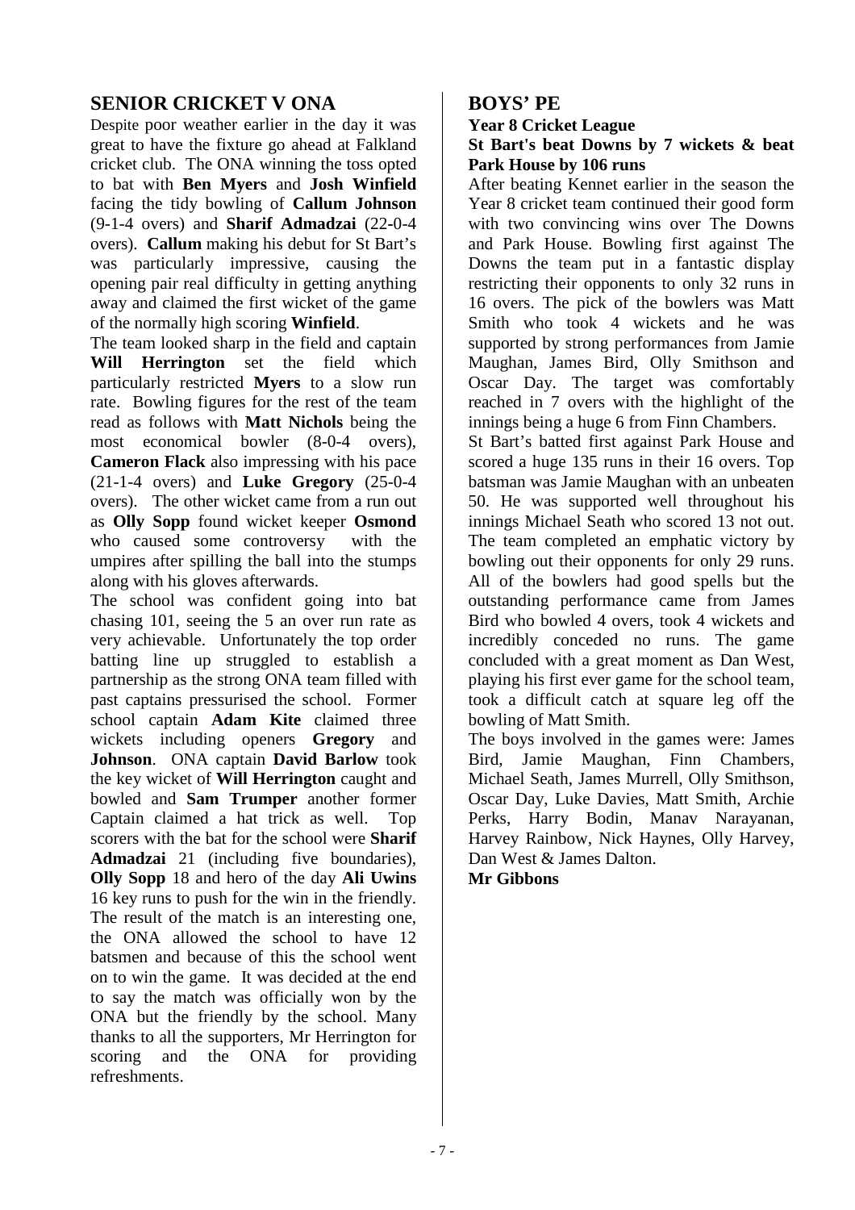## SENIOR CRICKET V ONA

Despite poor weather earlier in the day it was great to have the fixture go ahead at Falkland cricket club. The ONA winning the toss opted to bat with **Ben Myers** and **Josh Winfield** facing the tidy bowling of **Callum Johnson** (9-1-4 overs) and **Sharif Admadzai** (22-0-4 overs). **Callum** making his debut for St Bart's was particularly impressive, causing the opening pair real difficulty in getting anything away and claimed the first wicket of the game of the normally high scoring **Winfield**.

The team looked sharp in the field and captain **Will Herrington** set the field which particularly restricted **Myers** to a slow run rate. Bowling figures for the rest of the team read as follows with **Matt Nichols** being the most economical bowler (8-0-4 overs), **Cameron Flack** also impressing with his pace (21-1-4 overs) and **Luke Gregory** (25-0-4 overs). The other wicket came from a run out as **Olly Sopp** found wicket keeper **Osmond** who caused some controversy with the umpires after spilling the ball into the stumps along with his gloves afterwards.

The school was confident going into bat chasing 101, seeing the 5 an over run rate as very achievable. Unfortunately the top order batting line up struggled to establish a partnership as the strong ONA team filled with past captains pressurised the school. Former school captain **Adam Kite** claimed three wickets including openers **Gregory** and **Johnson**. ONA captain **David Barlow** took the key wicket of **Will Herrington** caught and bowled and **Sam Trumper** another former Captain claimed a hat trick as well. Top scorers with the bat for the school were **Sharif Admadzai** 21 (including five boundaries), **Olly Sopp** 18 and hero of the day **Ali Uwins** 16 key runs to push for the win in the friendly. The result of the match is an interesting one, the ONA allowed the school to have 12 batsmen and because of this the school went on to win the game. It was decided at the end to say the match was officially won by the ONA but the friendly by the school. Many thanks to all the supporters, Mr Herrington for scoring and the ONA for providing refreshments.

## BOYS' PE

**Year 8 Cricket League**

**St Bart's beat Downs by 7 wickets & beat Park House by 106 runs**

After beating Kennet earlier in the season the Year 8 cricket team continued their good form with two convincing wins over The Downs and Park House. Bowling first against The Downs the team put in a fantastic display restricting their opponents to only 32 runs in 16 overs. The pick of the bowlers was Matt Smith who took 4 wickets and he was supported by strong performances from Jamie Maughan, James Bird, Olly Smithson and Oscar Day. The target was comfortably reached in 7 overs with the highlight of the innings being a huge 6 from Finn Chambers.

St Bart's batted first against Park House and scored a huge 135 runs in their 16 overs. Top batsman was Jamie Maughan with an unbeaten 50. He was supported well throughout his innings Michael Seath who scored 13 not out. The team completed an emphatic victory by bowling out their opponents for only 29 runs. All of the bowlers had good spells but the outstanding performance came from James Bird who bowled 4 overs, took 4 wickets and incredibly conceded no runs. The game concluded with a great moment as Dan West, playing his first ever game for the school team, took a difficult catch at square leg off the bowling of Matt Smith.

The boys involved in the games were: James Bird, Jamie Maughan, Finn Chambers, Michael Seath, James Murrell, Olly Smithson, Oscar Day, Luke Davies, Matt Smith, Archie Perks, Harry Bodin, Manav Narayanan, Harvey Rainbow, Nick Haynes, Olly Harvey, Dan West & James Dalton.

**Mr Gibbons**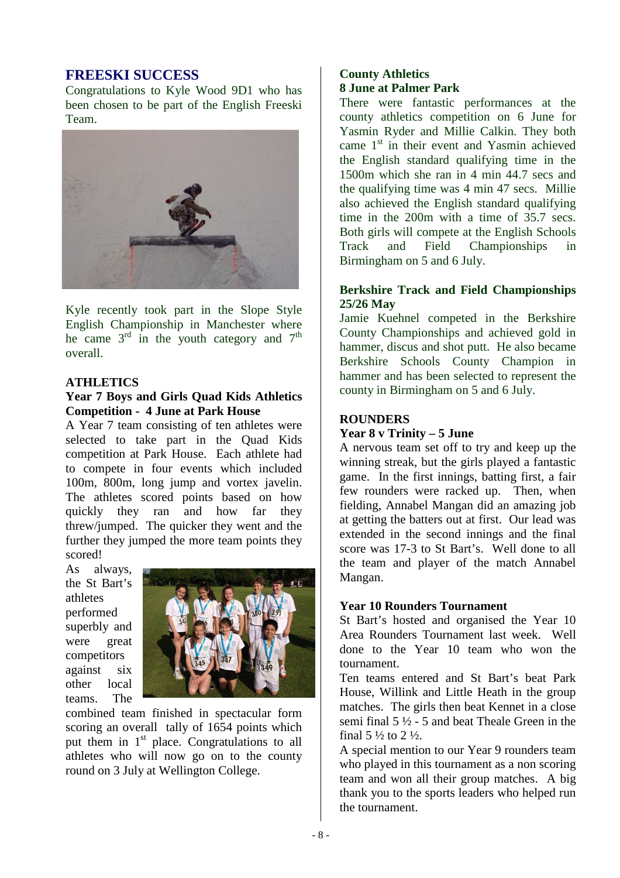## FREESKI SUCCESS

Congratulations to Kyle Wood 9D1 who has been chosen to be part of the English Freeski Team.

Kyle recently took part in the Slope Style English Championship in Manchester where he came 3rd in the youth category and 7th overall.

## ATHLETICS

### Year 7 Boys and Girls Quad Kids Athletics Competition - 4 June at Park House

A Year 7 team consisting of ten athletes were selected to take part in the Quad Kids competition at Park House. Each athlete had to compete in four events which included 100m, 800m, long jump and vortex javelin. The athletes scored points based on how quickly they ran and how far they threw/jumped. The quicker they went and the further they jumped the more team points they scored!

As always, the St Bart's athletes performed superbly and were great competitors against six other local teams. The combined team finished in spectacular form scoring an overall tally of 1654 points which put them in 1st place. Congratulations to all athletes who will now go on to the county round on 3 July at Wellington College.

### County Athletics
### 8 June at Palmer Park

There were fantastic performances at the county athletics competition on 6 June for Yasmin Ryder and Millie Calkin. They both came 1st in their event and Yasmin achieved the English standard qualifying time in the 1500m which she ran in 4 min 44.7 secs and the qualifying time was 4 min 47 secs. Millie also achieved the English standard qualifying time in the 200m with a time of 35.7 secs. Both girls will compete at the English Schools Track and Field Championships in Birmingham on 5 and 6 July.

### Berkshire Track and Field Championships 25/26 May

Jamie Kuehnel competed in the Berkshire County Championships and achieved gold in hammer, discus and shot putt. He also became Berkshire Schools County Champion in hammer and has been selected to represent the county in Birmingham on 5 and 6 July.

## ROUNDERS

### Year 8 v Trinity – 5 June

A nervous team set off to try and keep up the winning streak, but the girls played a fantastic game. In the first innings, batting first, a fair few rounders were racked up. Then, when fielding, Annabel Mangan did an amazing job at getting the batters out at first. Our lead was extended in the second innings and the final score was 17-3 to St Bart's. Well done to all the team and player of the match Annabel Mangan.

### Year 10 Rounders Tournament

St Bart's hosted and organised the Year 10 Area Rounders Tournament last week. Well done to the Year 10 team who won the tournament.

Ten teams entered and St Bart's beat Park House, Willink and Little Heath in the group matches. The girls then beat Kennet in a close semi final 5 ½ - 5 and beat Theale Green in the final 5 ½ to 2 ½.

A special mention to our Year 9 rounders team who played in this tournament as a non scoring team and won all their group matches. A big thank you to the sports leaders who helped run the tournament.